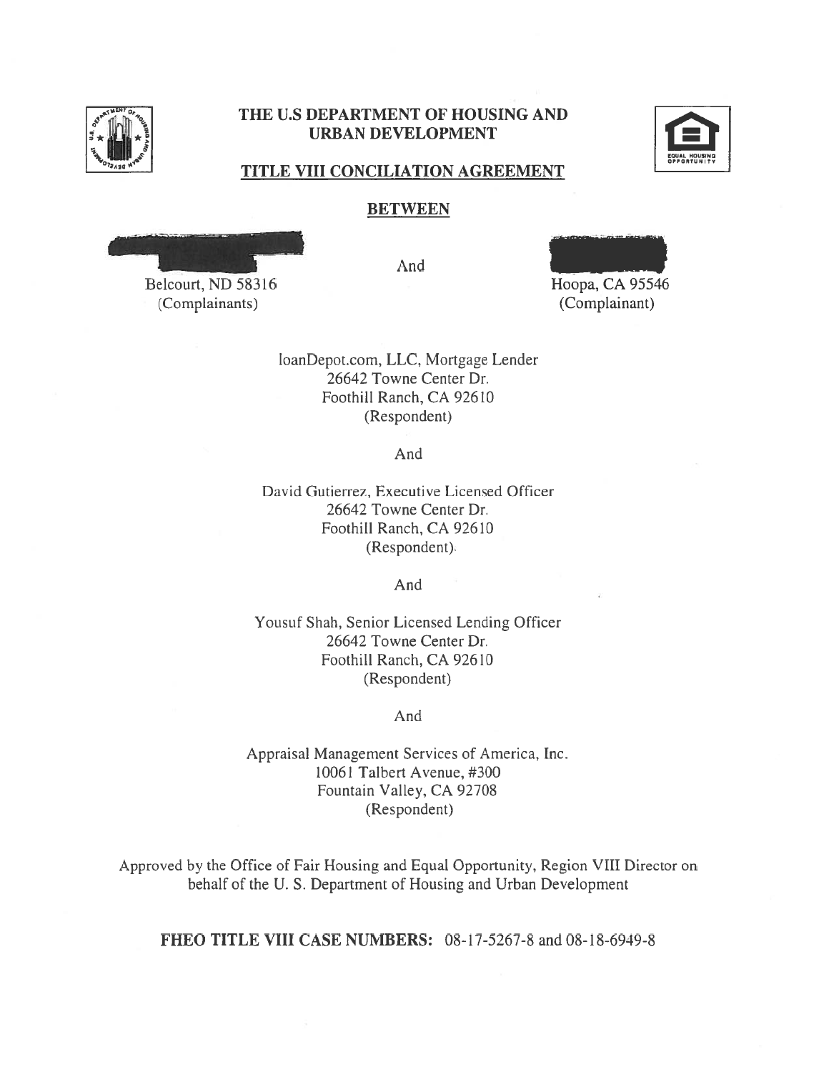# THE U.S DEPARTMENT OF HOUSING AND URBAN DEVELOPMENT

## TITLE VIII CONCILIATION AGREEMENT

**BETWEEN**

Belcourt, ND 58316
(Complainants)

And

Hoopa, CA 95546
(Complainant)

loanDepot.com, LLC, Mortgage Lender
26642 Towne Center Dr.
Foothill Ranch, CA 92610
(Respondent)

And

David Gutierrez, Executive Licensed Officer
26642 Towne Center Dr.
Foothill Ranch, CA 92610
(Respondent).

And

Yousuf Shah, Senior Licensed Lending Officer
26642 Towne Center Dr.
Foothill Ranch, CA 92610
(Respondent)

And

Appraisal Management Services of America, Inc.
10061 Talbert Avenue, #300
Fountain Valley, CA 92708
(Respondent)

Approved by the Office of Fair Housing and Equal Opportunity, Region VIII Director on behalf of the U. S. Department of Housing and Urban Development

**FHEO TITLE VIII CASE NUMBERS:** 08-17-5267-8 and 08-18-6949-8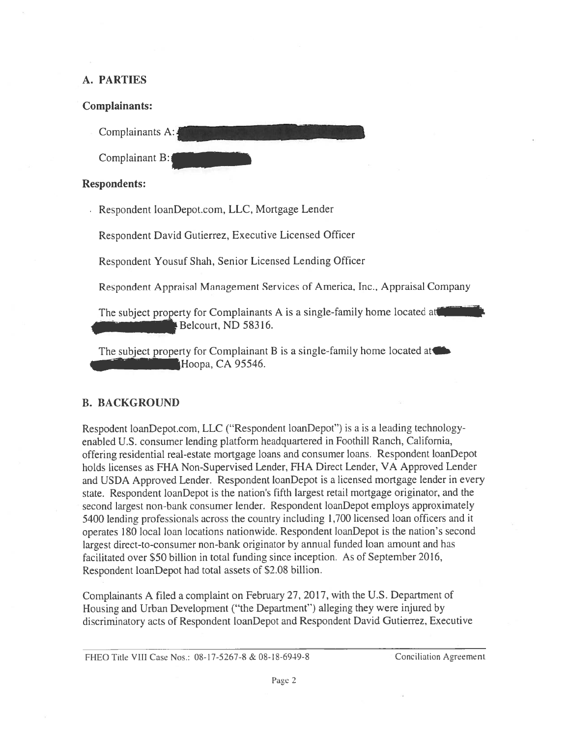## A. PARTIES

**Complainants:**

Complainants A: 

Complainant B: 

**Respondents:**

Respondent loanDepot.com, LLC, Mortgage Lender

Respondent David Gutierrez, Executive Licensed Officer

Respondent Yousuf Shah, Senior Licensed Lending Officer

Respondent Appraisal Management Services of America, Inc., Appraisal Company

The subject property for Complainants A is a single-family home located at Belcourt, ND 58316.

The subject property for Complainant B is a single-family home located at Hoopa, CA 95546.

## B. BACKGROUND

Respodent loanDepot.com, LLC ("Respondent loanDepot") is a is a leading technology-enabled U.S. consumer lending platform headquartered in Foothill Ranch, California, offering residential real-estate mortgage loans and consumer loans. Respondent loanDepot holds licenses as FHA Non-Supervised Lender, FHA Direct Lender, VA Approved Lender and USDA Approved Lender. Respondent loanDepot is a licensed mortgage lender in every state. Respondent loanDepot is the nation's fifth largest retail mortgage originator, and the second largest non-bank consumer lender. Respondent loanDepot employs approximately 5400 lending professionals across the country including 1,700 licensed loan officers and it operates 180 local loan locations nationwide. Respondent loanDepot is the nation's second largest direct-to-consumer non-bank originator by annual funded loan amount and has facilitated over $50 billion in total funding since inception. As of September 2016, Respondent loanDepot had total assets of $2.08 billion.

Complainants A filed a complaint on February 27, 2017, with the U.S. Department of Housing and Urban Development ("the Department") alleging they were injured by discriminatory acts of Respondent loanDepot and Respondent David Gutierrez, Executive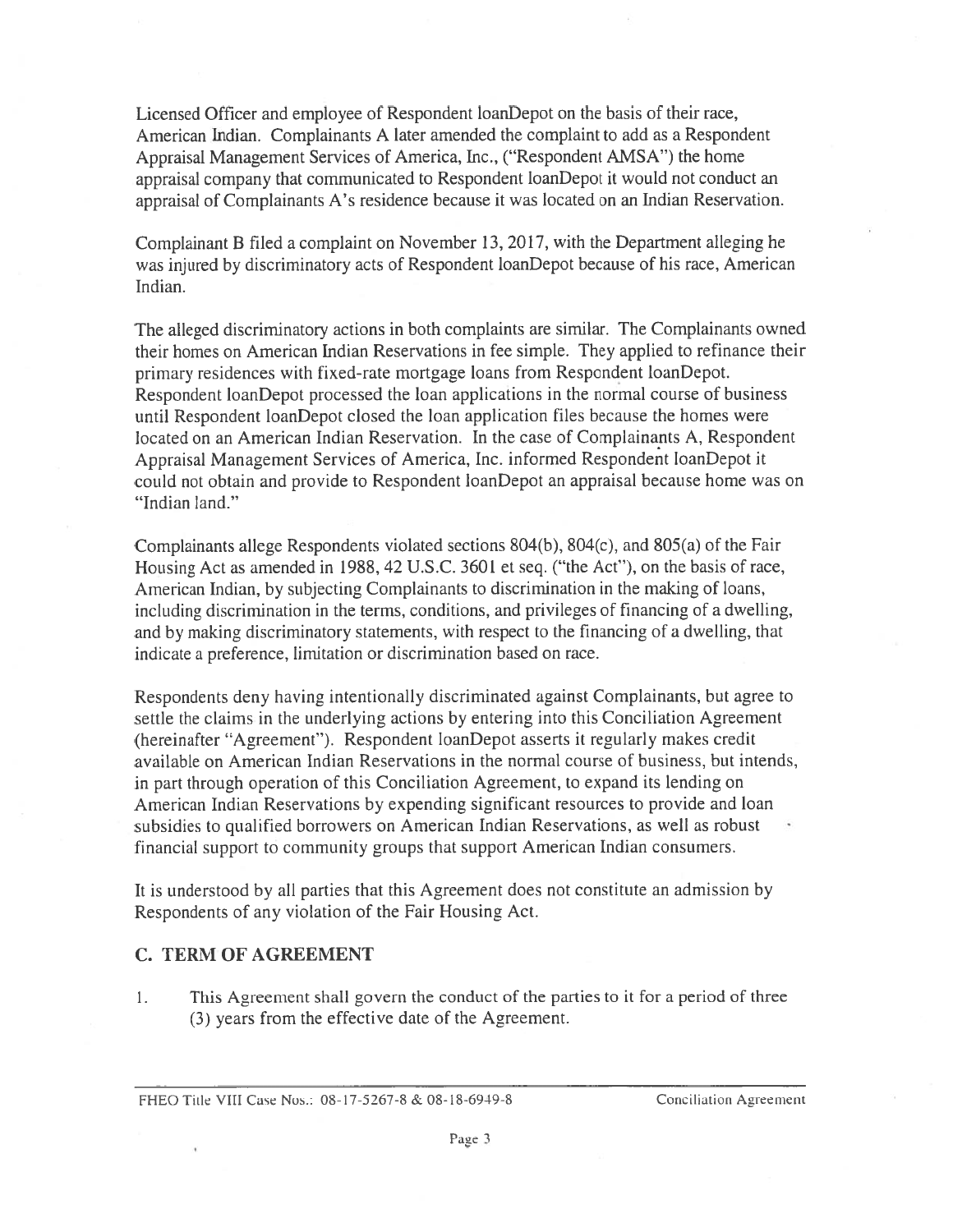Licensed Officer and employee of Respondent loanDepot on the basis of their race, American Indian. Complainants A later amended the complaint to add as a Respondent Appraisal Management Services of America, Inc., ("Respondent AMSA") the home appraisal company that communicated to Respondent loanDepot it would not conduct an appraisal of Complainants A's residence because it was located on an Indian Reservation.

Complainant B filed a complaint on November 13, 2017, with the Department alleging he was injured by discriminatory acts of Respondent loanDepot because of his race, American Indian.

The alleged discriminatory actions in both complaints are similar. The Complainants owned their homes on American Indian Reservations in fee simple. They applied to refinance their primary residences with fixed-rate mortgage loans from Respondent loanDepot. Respondent loanDepot processed the loan applications in the normal course of business until Respondent loanDepot closed the loan application files because the homes were located on an American Indian Reservation. In the case of Complainants A, Respondent Appraisal Management Services of America, Inc. informed Respondent loanDepot it could not obtain and provide to Respondent loanDepot an appraisal because home was on "Indian land."

Complainants allege Respondents violated sections 804(b), 804(c), and 805(a) of the Fair Housing Act as amended in 1988, 42 U.S.C. 3601 et seq. ("the Act"), on the basis of race, American Indian, by subjecting Complainants to discrimination in the making of loans, including discrimination in the terms, conditions, and privileges of financing of a dwelling, and by making discriminatory statements, with respect to the financing of a dwelling, that indicate a preference, limitation or discrimination based on race.

Respondents deny having intentionally discriminated against Complainants, but agree to settle the claims in the underlying actions by entering into this Conciliation Agreement (hereinafter "Agreement"). Respondent loanDepot asserts it regularly makes credit available on American Indian Reservations in the normal course of business, but intends, in part through operation of this Conciliation Agreement, to expand its lending on American Indian Reservations by expending significant resources to provide and loan subsidies to qualified borrowers on American Indian Reservations, as well as robust financial support to community groups that support American Indian consumers.

It is understood by all parties that this Agreement does not constitute an admission by Respondents of any violation of the Fair Housing Act.

## C. TERM OF AGREEMENT

1. This Agreement shall govern the conduct of the parties to it for a period of three (3) years from the effective date of the Agreement.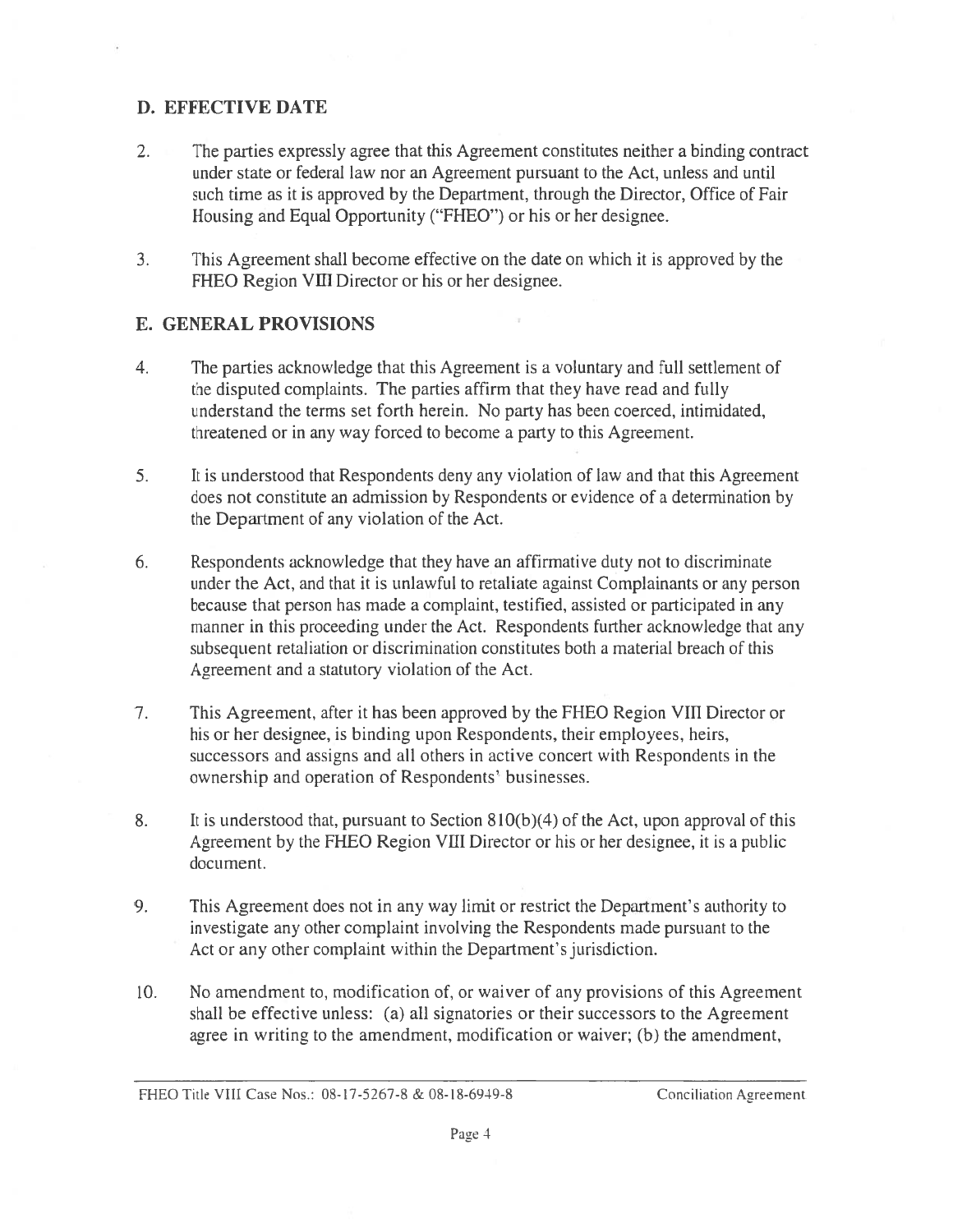## D. EFFECTIVE DATE

2. The parties expressly agree that this Agreement constitutes neither a binding contract under state or federal law nor an Agreement pursuant to the Act, unless and until such time as it is approved by the Department, through the Director, Office of Fair Housing and Equal Opportunity ("FHEO") or his or her designee.

3. This Agreement shall become effective on the date on which it is approved by the FHEO Region VIII Director or his or her designee.

## E. GENERAL PROVISIONS

4. The parties acknowledge that this Agreement is a voluntary and full settlement of the disputed complaints. The parties affirm that they have read and fully understand the terms set forth herein. No party has been coerced, intimidated, threatened or in any way forced to become a party to this Agreement.

5. It is understood that Respondents deny any violation of law and that this Agreement does not constitute an admission by Respondents or evidence of a determination by the Department of any violation of the Act.

6. Respondents acknowledge that they have an affirmative duty not to discriminate under the Act, and that it is unlawful to retaliate against Complainants or any person because that person has made a complaint, testified, assisted or participated in any manner in this proceeding under the Act. Respondents further acknowledge that any subsequent retaliation or discrimination constitutes both a material breach of this Agreement and a statutory violation of the Act.

7. This Agreement, after it has been approved by the FHEO Region VIII Director or his or her designee, is binding upon Respondents, their employees, heirs, successors and assigns and all others in active concert with Respondents in the ownership and operation of Respondents' businesses.

8. It is understood that, pursuant to Section 810(b)(4) of the Act, upon approval of this Agreement by the FHEO Region VIII Director or his or her designee, it is a public document.

9. This Agreement does not in any way limit or restrict the Department's authority to investigate any other complaint involving the Respondents made pursuant to the Act or any other complaint within the Department's jurisdiction.

10. No amendment to, modification of, or waiver of any provisions of this Agreement shall be effective unless: (a) all signatories or their successors to the Agreement agree in writing to the amendment, modification or waiver; (b) the amendment,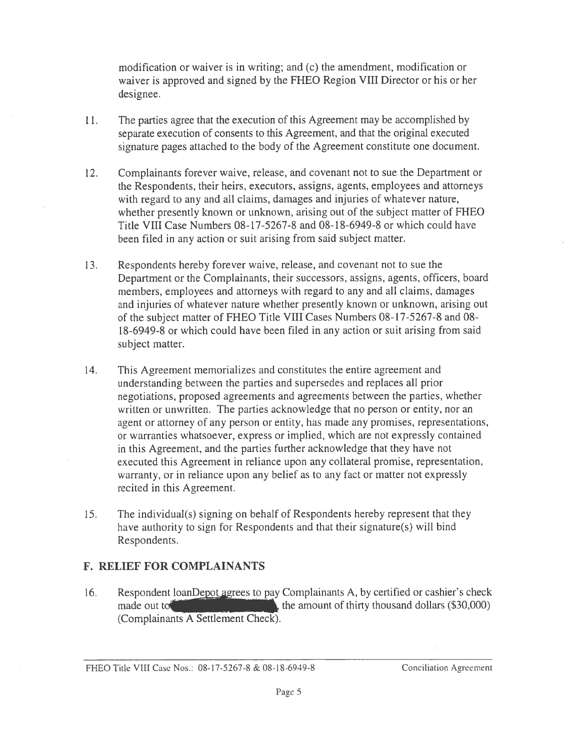modification or waiver is in writing; and (c) the amendment, modification or waiver is approved and signed by the FHEO Region VIII Director or his or her designee.

11. The parties agree that the execution of this Agreement may be accomplished by separate execution of consents to this Agreement, and that the original executed signature pages attached to the body of the Agreement constitute one document.

12. Complainants forever waive, release, and covenant not to sue the Department or the Respondents, their heirs, executors, assigns, agents, employees and attorneys with regard to any and all claims, damages and injuries of whatever nature, whether presently known or unknown, arising out of the subject matter of FHEO Title VIII Case Numbers 08-17-5267-8 and 08-18-6949-8 or which could have been filed in any action or suit arising from said subject matter.

13. Respondents hereby forever waive, release, and covenant not to sue the Department or the Complainants, their successors, assigns, agents, officers, board members, employees and attorneys with regard to any and all claims, damages and injuries of whatever nature whether presently known or unknown, arising out of the subject matter of FHEO Title VIII Cases Numbers 08-17-5267-8 and 08-18-6949-8 or which could have been filed in any action or suit arising from said subject matter.

14. This Agreement memorializes and constitutes the entire agreement and understanding between the parties and supersedes and replaces all prior negotiations, proposed agreements and agreements between the parties, whether written or unwritten. The parties acknowledge that no person or entity, nor an agent or attorney of any person or entity, has made any promises, representations, or warranties whatsoever, express or implied, which are not expressly contained in this Agreement, and the parties further acknowledge that they have not executed this Agreement in reliance upon any collateral promise, representation, warranty, or in reliance upon any belief as to any fact or matter not expressly recited in this Agreement.

15. The individual(s) signing on behalf of Respondents hereby represent that they have authority to sign for Respondents and that their signature(s) will bind Respondents.

## F. RELIEF FOR COMPLAINANTS

16. Respondent loanDepot agrees to pay Complainants A, by certified or cashier's check made out to [REDACTED], the amount of thirty thousand dollars ($30,000) (Complainants A Settlement Check).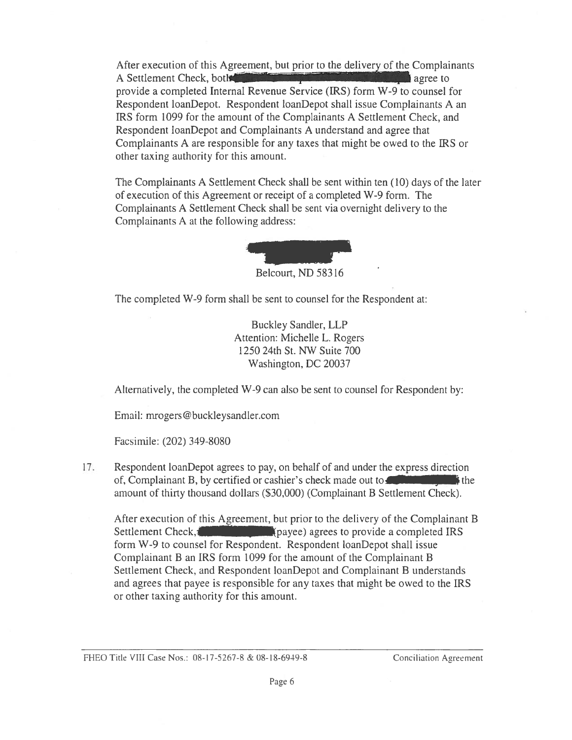After execution of this Agreement, but prior to the delivery of the Complainants A Settlement Check, both [REDACTED] agree to provide a completed Internal Revenue Service (IRS) form W-9 to counsel for Respondent loanDepot. Respondent loanDepot shall issue Complainants A an IRS form 1099 for the amount of the Complainants A Settlement Check, and Respondent loanDepot and Complainants A understand and agree that Complainants A are responsible for any taxes that might be owed to the IRS or other taxing authority for this amount.

The Complainants A Settlement Check shall be sent within ten (10) days of the later of execution of this Agreement or receipt of a completed W-9 form. The Complainants A Settlement Check shall be sent via overnight delivery to the Complainants A at the following address:

[REDACTED]
Belcourt, ND 58316

The completed W-9 form shall be sent to counsel for the Respondent at:

Buckley Sandler, LLP
Attention: Michelle L. Rogers
1250 24th St. NW Suite 700
Washington, DC 20037

Alternatively, the completed W-9 can also be sent to counsel for Respondent by:

Email: mrogers@buckleysandler.com

Facsimile: (202) 349-8080

17. Respondent loanDepot agrees to pay, on behalf of and under the express direction of, Complainant B, by certified or cashier's check made out to [REDACTED] the amount of thirty thousand dollars ($30,000) (Complainant B Settlement Check).

    After execution of this Agreement, but prior to the delivery of the Complainant B Settlement Check, [REDACTED] (payee) agrees to provide a completed IRS form W-9 to counsel for Respondent. Respondent loanDepot shall issue Complainant B an IRS form 1099 for the amount of the Complainant B Settlement Check, and Respondent loanDepot and Complainant B understands and agrees that payee is responsible for any taxes that might be owed to the IRS or other taxing authority for this amount.

FHEO Title VIII Case Nos.: 08-17-5267-8 & 08-18-6949-8 Conciliation Agreement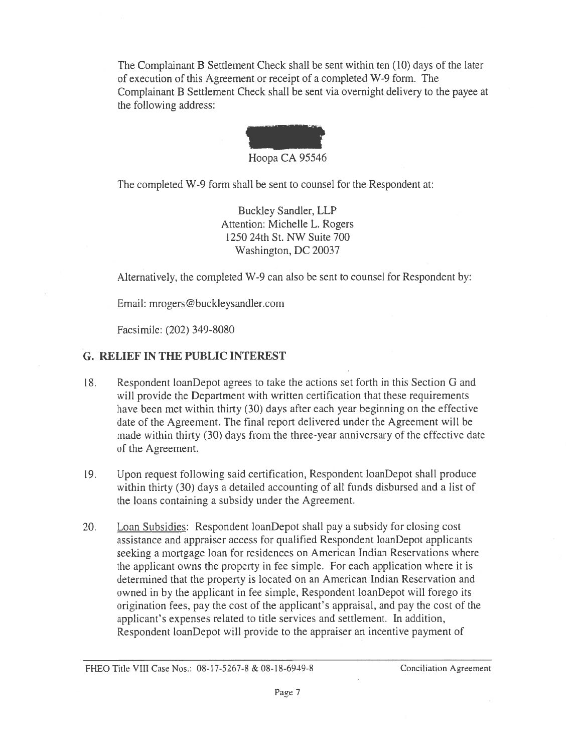The Complainant B Settlement Check shall be sent within ten (10) days of the later of execution of this Agreement or receipt of a completed W-9 form. The Complainant B Settlement Check shall be sent via overnight delivery to the payee at the following address:

Hoopa CA 95546

The completed W-9 form shall be sent to counsel for the Respondent at:

Buckley Sandler, LLP
Attention: Michelle L. Rogers
1250 24th St. NW Suite 700
Washington, DC 20037

Alternatively, the completed W-9 can also be sent to counsel for Respondent by:

Email: mrogers@buckleysandler.com

Facsimile: (202) 349-8080

## G. RELIEF IN THE PUBLIC INTEREST

18. Respondent loanDepot agrees to take the actions set forth in this Section G and will provide the Department with written certification that these requirements have been met within thirty (30) days after each year beginning on the effective date of the Agreement. The final report delivered under the Agreement will be made within thirty (30) days from the three-year anniversary of the effective date of the Agreement.

19. Upon request following said certification, Respondent loanDepot shall produce within thirty (30) days a detailed accounting of all funds disbursed and a list of the loans containing a subsidy under the Agreement.

20. Loan Subsidies: Respondent loanDepot shall pay a subsidy for closing cost assistance and appraiser access for qualified Respondent loanDepot applicants seeking a mortgage loan for residences on American Indian Reservations where the applicant owns the property in fee simple. For each application where it is determined that the property is located on an American Indian Reservation and owned in by the applicant in fee simple, Respondent loanDepot will forego its origination fees, pay the cost of the applicant's appraisal, and pay the cost of the applicant's expenses related to title services and settlement. In addition, Respondent loanDepot will provide to the appraiser an incentive payment of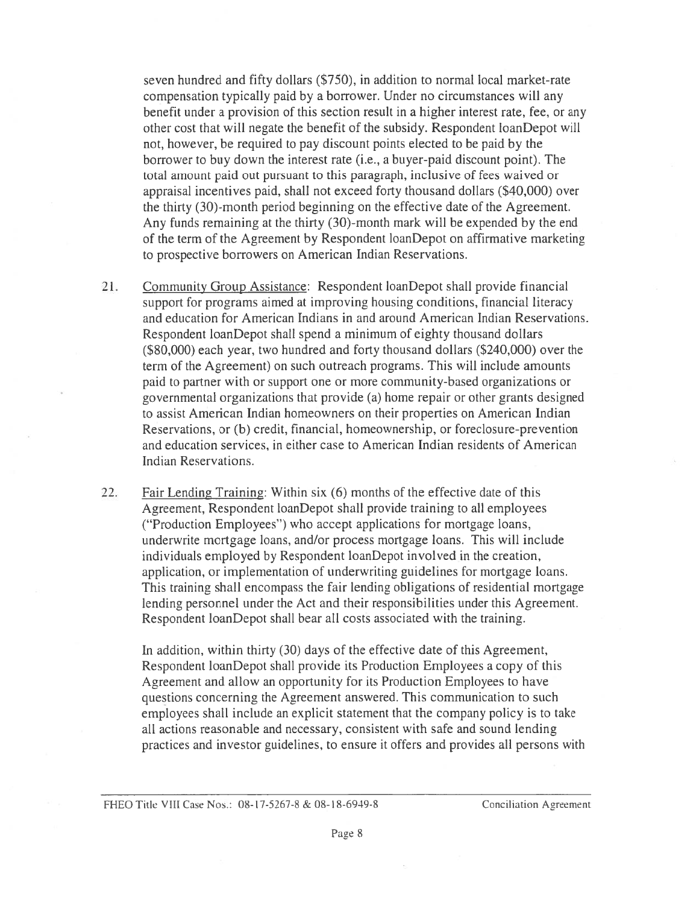seven hundred and fifty dollars ($750), in addition to normal local market-rate compensation typically paid by a borrower. Under no circumstances will any benefit under a provision of this section result in a higher interest rate, fee, or any other cost that will negate the benefit of the subsidy. Respondent loanDepot will not, however, be required to pay discount points elected to be paid by the borrower to buy down the interest rate (i.e., a buyer-paid discount point). The total amount paid out pursuant to this paragraph, inclusive of fees waived or appraisal incentives paid, shall not exceed forty thousand dollars ($40,000) over the thirty (30)-month period beginning on the effective date of the Agreement. Any funds remaining at the thirty (30)-month mark will be expended by the end of the term of the Agreement by Respondent loanDepot on affirmative marketing to prospective borrowers on American Indian Reservations.

21. Community Group Assistance: Respondent loanDepot shall provide financial support for programs aimed at improving housing conditions, financial literacy and education for American Indians in and around American Indian Reservations. Respondent loanDepot shall spend a minimum of eighty thousand dollars ($80,000) each year, two hundred and forty thousand dollars ($240,000) over the term of the Agreement) on such outreach programs. This will include amounts paid to partner with or support one or more community-based organizations or governmental organizations that provide (a) home repair or other grants designed to assist American Indian homeowners on their properties on American Indian Reservations, or (b) credit, financial, homeownership, or foreclosure-prevention and education services, in either case to American Indian residents of American Indian Reservations.

22. Fair Lending Training: Within six (6) months of the effective date of this Agreement, Respondent loanDepot shall provide training to all employees ("Production Employees") who accept applications for mortgage loans, underwrite mortgage loans, and/or process mortgage loans. This will include individuals employed by Respondent loanDepot involved in the creation, application, or implementation of underwriting guidelines for mortgage loans. This training shall encompass the fair lending obligations of residential mortgage lending personnel under the Act and their responsibilities under this Agreement. Respondent loanDepot shall bear all costs associated with the training.

    In addition, within thirty (30) days of the effective date of this Agreement, Respondent loanDepot shall provide its Production Employees a copy of this Agreement and allow an opportunity for its Production Employees to have questions concerning the Agreement answered. This communication to such employees shall include an explicit statement that the company policy is to take all actions reasonable and necessary, consistent with safe and sound lending practices and investor guidelines, to ensure it offers and provides all persons with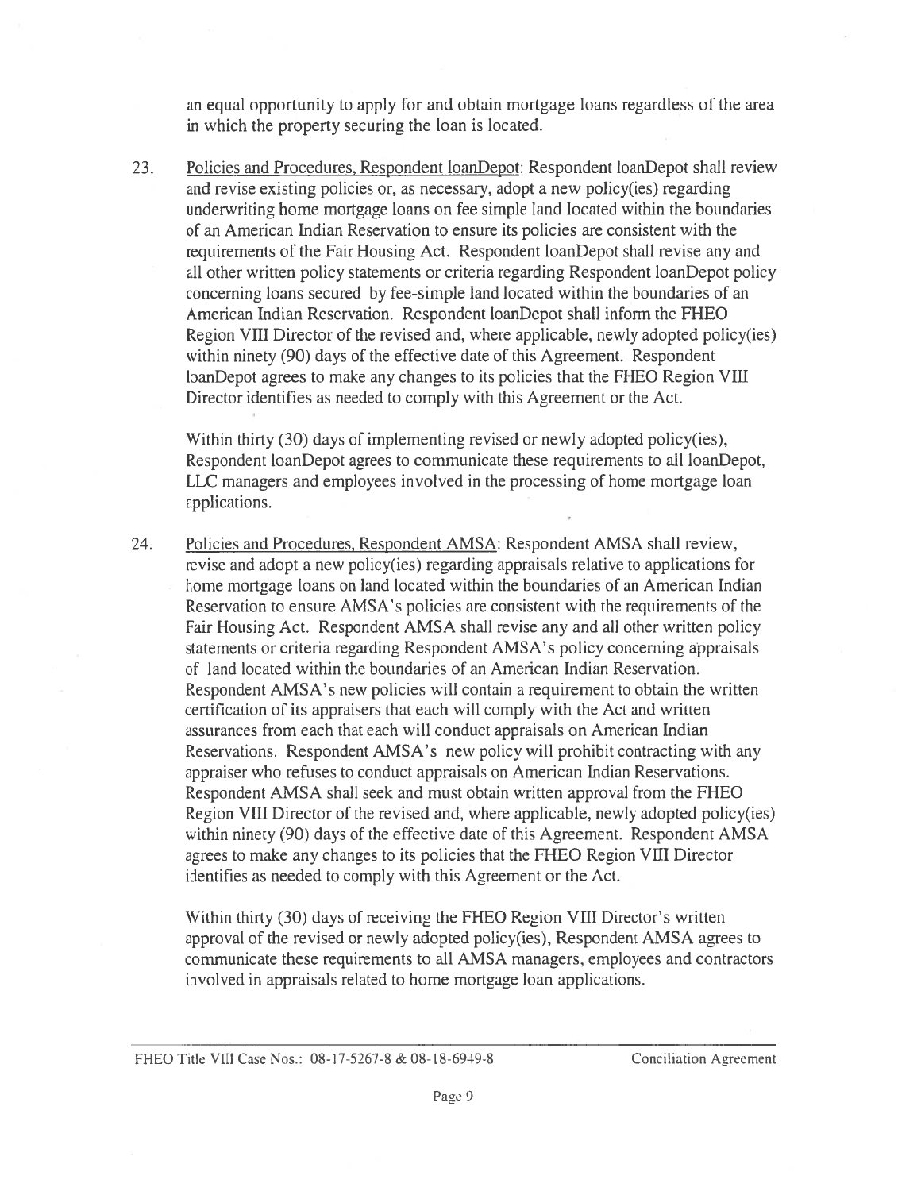an equal opportunity to apply for and obtain mortgage loans regardless of the area in which the property securing the loan is located.

23. Policies and Procedures, Respondent loanDepot: Respondent loanDepot shall review and revise existing policies or, as necessary, adopt a new policy(ies) regarding underwriting home mortgage loans on fee simple land located within the boundaries of an American Indian Reservation to ensure its policies are consistent with the requirements of the Fair Housing Act. Respondent loanDepot shall revise any and all other written policy statements or criteria regarding Respondent loanDepot policy concerning loans secured by fee-simple land located within the boundaries of an American Indian Reservation. Respondent loanDepot shall inform the FHEO Region VIII Director of the revised and, where applicable, newly adopted policy(ies) within ninety (90) days of the effective date of this Agreement. Respondent loanDepot agrees to make any changes to its policies that the FHEO Region VIII Director identifies as needed to comply with this Agreement or the Act.

    Within thirty (30) days of implementing revised or newly adopted policy(ies), Respondent loanDepot agrees to communicate these requirements to all loanDepot, LLC managers and employees involved in the processing of home mortgage loan applications.

24. Policies and Procedures, Respondent AMSA: Respondent AMSA shall review, revise and adopt a new policy(ies) regarding appraisals relative to applications for home mortgage loans on land located within the boundaries of an American Indian Reservation to ensure AMSA's policies are consistent with the requirements of the Fair Housing Act. Respondent AMSA shall revise any and all other written policy statements or criteria regarding Respondent AMSA's policy concerning appraisals of land located within the boundaries of an American Indian Reservation. Respondent AMSA's new policies will contain a requirement to obtain the written certification of its appraisers that each will comply with the Act and written assurances from each that each will conduct appraisals on American Indian Reservations. Respondent AMSA's new policy will prohibit contracting with any appraiser who refuses to conduct appraisals on American Indian Reservations. Respondent AMSA shall seek and must obtain written approval from the FHEO Region VIII Director of the revised and, where applicable, newly adopted policy(ies) within ninety (90) days of the effective date of this Agreement. Respondent AMSA agrees to make any changes to its policies that the FHEO Region VIII Director identifies as needed to comply with this Agreement or the Act.

    Within thirty (30) days of receiving the FHEO Region VIII Director's written approval of the revised or newly adopted policy(ies), Respondent AMSA agrees to communicate these requirements to all AMSA managers, employees and contractors involved in appraisals related to home mortgage loan applications.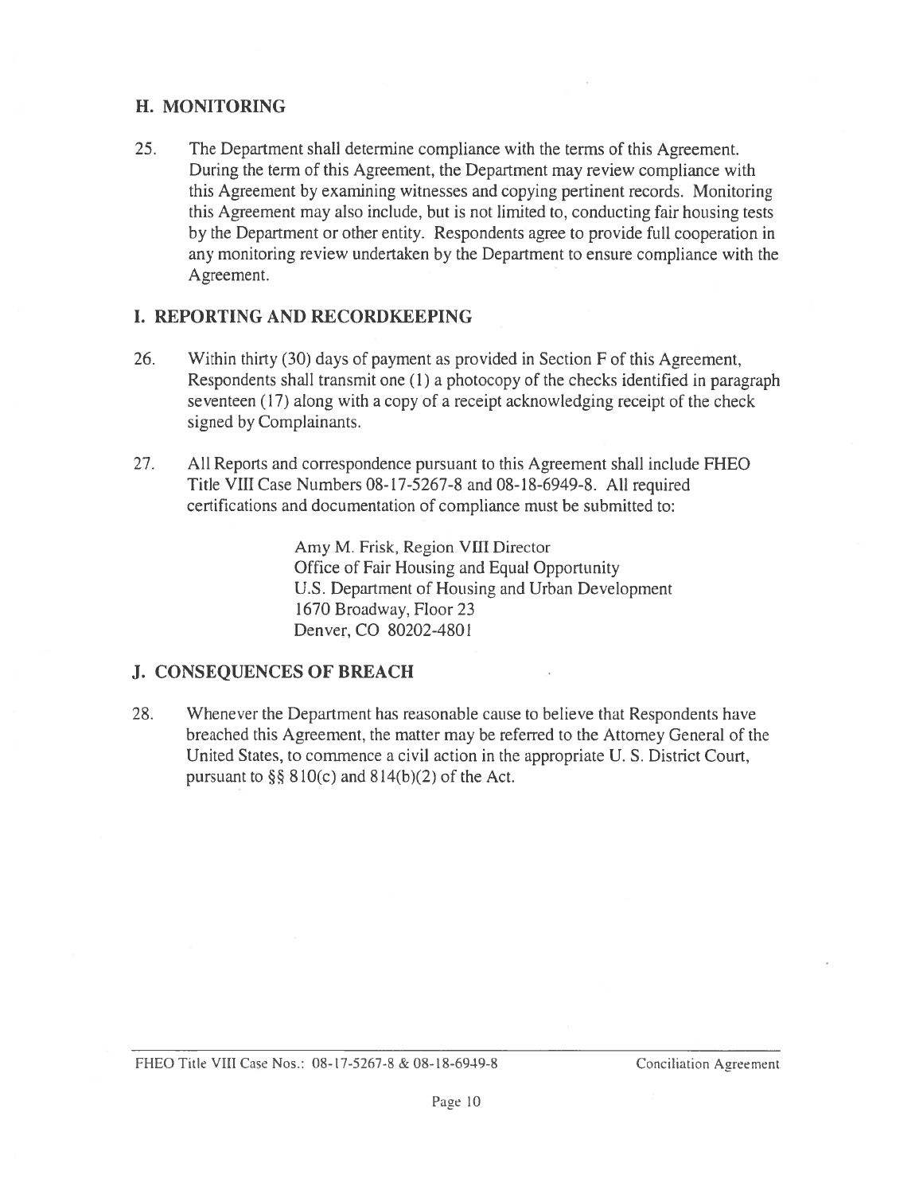## H. MONITORING

25. The Department shall determine compliance with the terms of this Agreement. During the term of this Agreement, the Department may review compliance with this Agreement by examining witnesses and copying pertinent records. Monitoring this Agreement may also include, but is not limited to, conducting fair housing tests by the Department or other entity. Respondents agree to provide full cooperation in any monitoring review undertaken by the Department to ensure compliance with the Agreement.

## I. REPORTING AND RECORDKEEPING

26. Within thirty (30) days of payment as provided in Section F of this Agreement, Respondents shall transmit one (1) a photocopy of the checks identified in paragraph seventeen (17) along with a copy of a receipt acknowledging receipt of the check signed by Complainants.

27. All Reports and correspondence pursuant to this Agreement shall include FHEO Title VIII Case Numbers 08-17-5267-8 and 08-18-6949-8. All required certifications and documentation of compliance must be submitted to:

    Amy M. Frisk, Region VIII Director
    Office of Fair Housing and Equal Opportunity
    U.S. Department of Housing and Urban Development
    1670 Broadway, Floor 23
    Denver, CO 80202-4801

## J. CONSEQUENCES OF BREACH

28. Whenever the Department has reasonable cause to believe that Respondents have breached this Agreement, the matter may be referred to the Attorney General of the United States, to commence a civil action in the appropriate U. S. District Court, pursuant to §§ 810(c) and 814(b)(2) of the Act.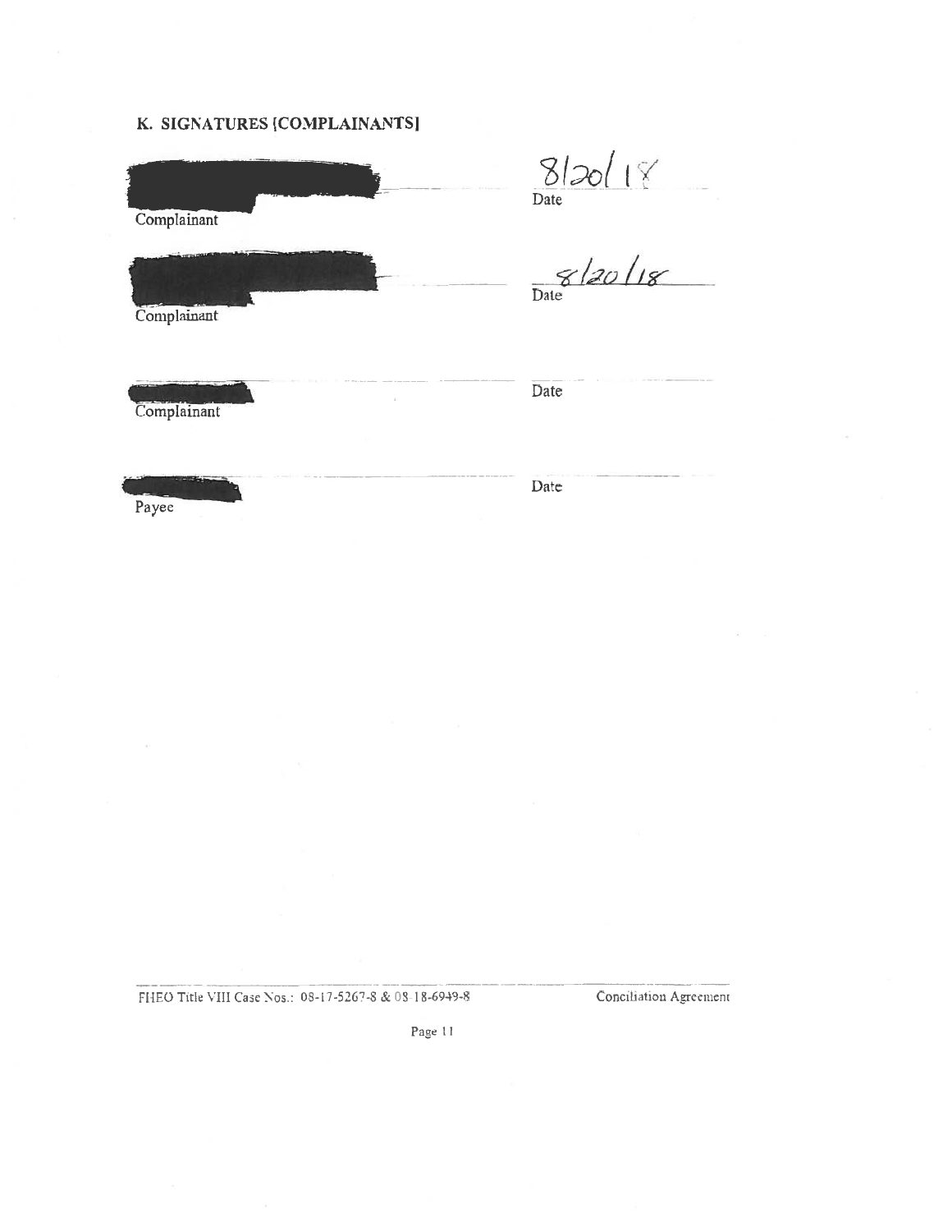## K. SIGNATURES [COMPLAINANTS]

| | |
|---|---|
| [REDACTED] | 8/20/18 |
| Complainant | Date |
| [REDACTED] | 8/20/18 |
| Complainant | Date |
| [REDACTED] | |
| Complainant | Date |
| [REDACTED] | |
| Payee | Date |

FHEO Title VIII Case Nos.: 08-17-5267-8 & 08-18-6949-8 — Conciliation Agreement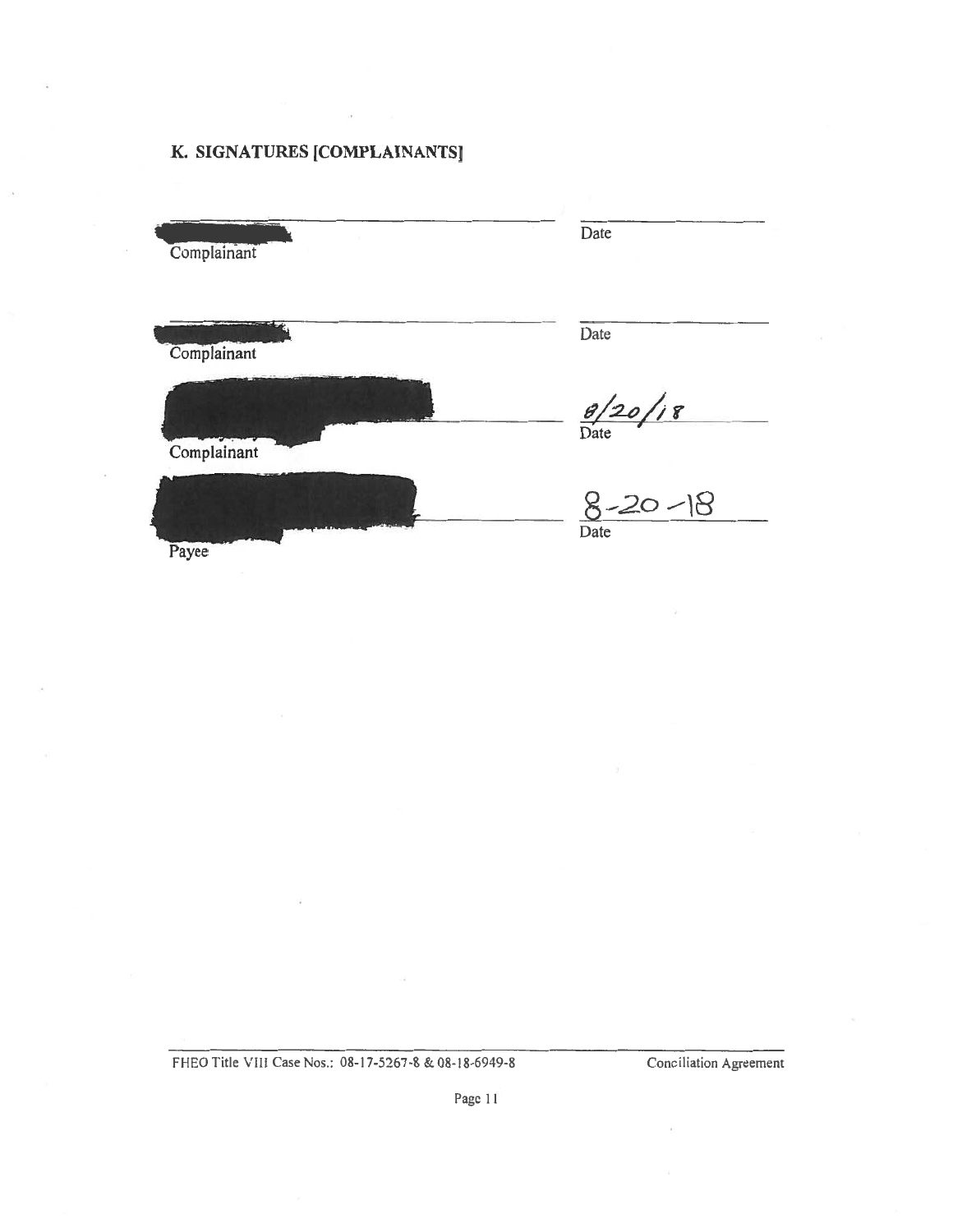## K. SIGNATURES [COMPLAINANTS]

| | |
|---|---|
| Complainant | Date |
| Complainant | Date |
| Complainant | 8/20/18<br>Date |
| Payee | 8-20-18<br>Date |

FHEO Title VIII Case Nos.: 08-17-5267-8 & 08-18-6949-8 Conciliation Agreement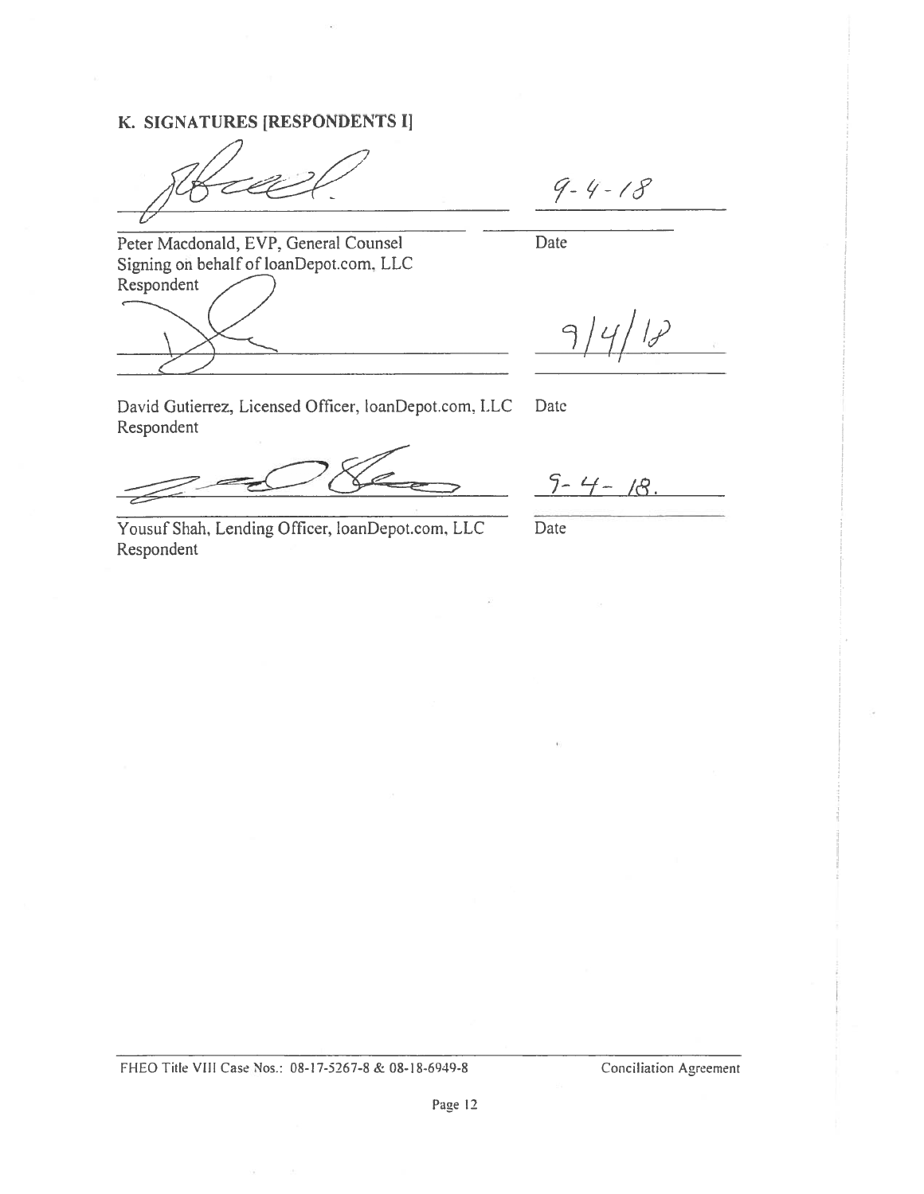## K. SIGNATURES [RESPONDENTS I]

9-4-18

Peter Macdonald, EVP, General Counsel
Signing on behalf of loanDepot.com, LLC
Respondent

Date

9/4/18

David Gutierrez, Licensed Officer, loanDepot.com, LLC
Respondent

Date

9-4-18.

Yousuf Shah, Lending Officer, loanDepot.com, LLC
Respondent

Date

FHEO Title VIII Case Nos.: 08-17-5267-8 & 08-18-6949-8 — Conciliation Agreement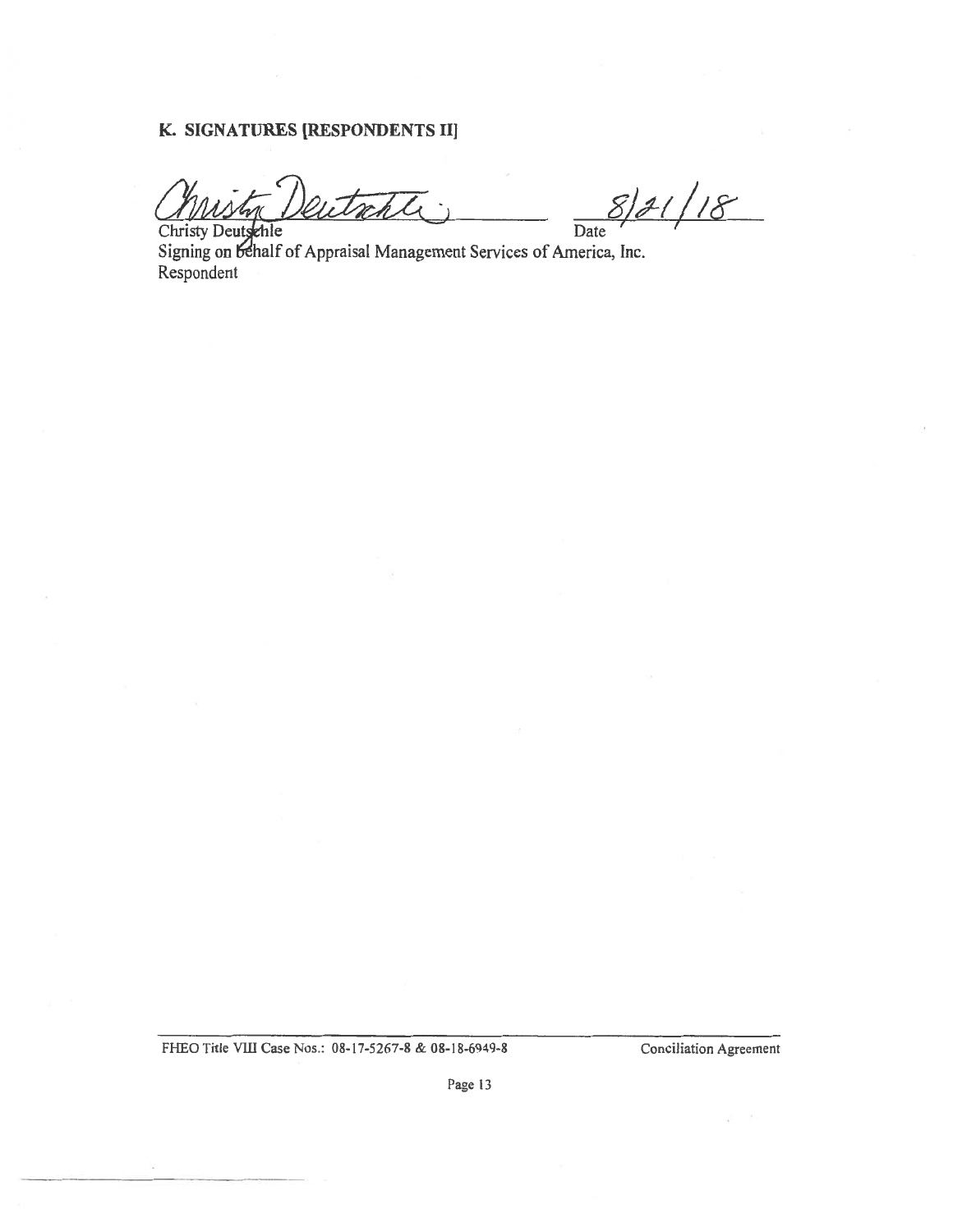## K. SIGNATURES [RESPONDENTS II]

Christy Deutschle ______ 8/21/18

Christy Deutschle — Date

Signing on behalf of Appraisal Management Services of America, Inc.
Respondent

FHEO Title VIII Case Nos.: 08-17-5267-8 & 08-18-6949-8 — Conciliation Agreement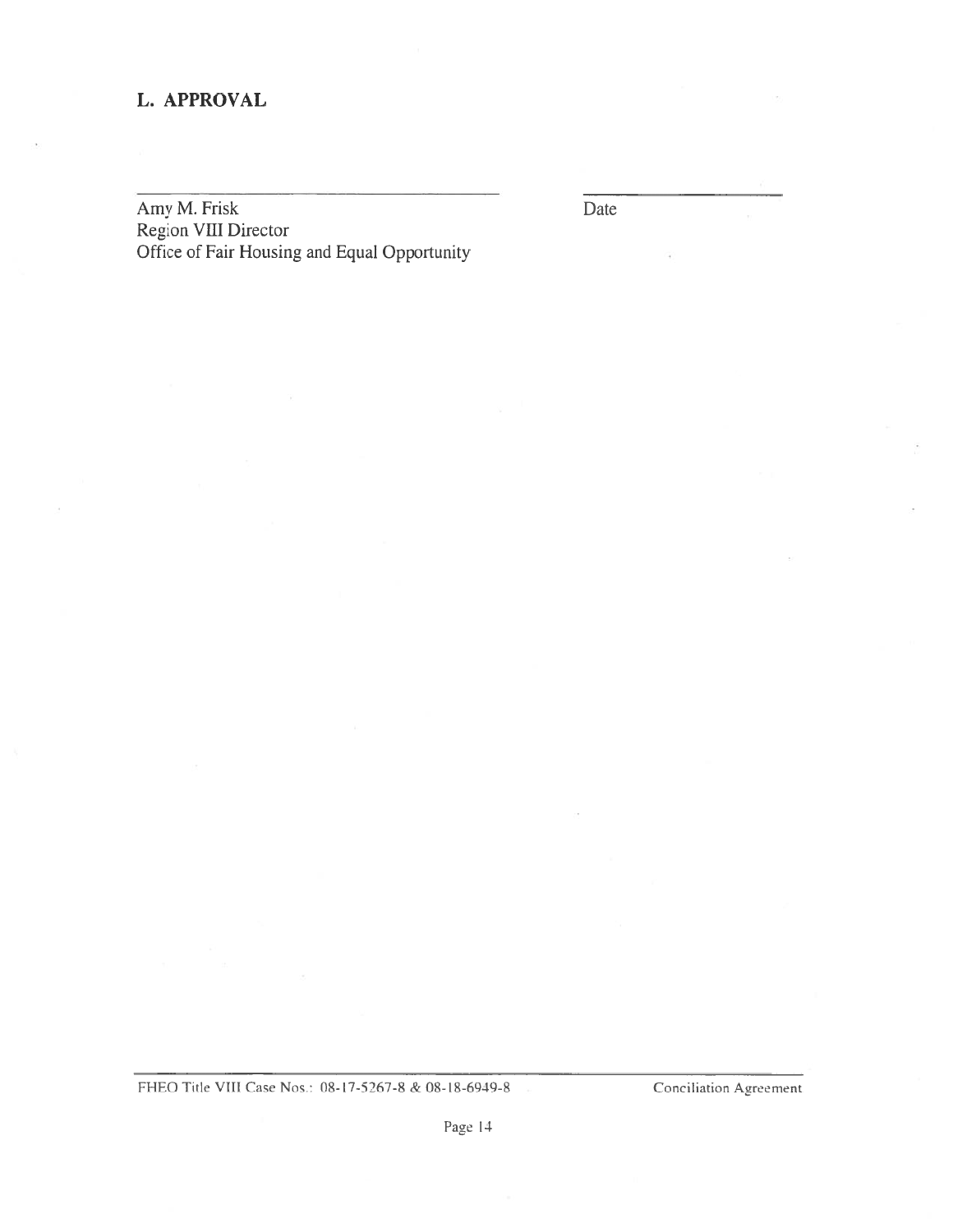## L. APPROVAL

\_\_\_\_\_\_\_\_\_\_\_\_\_\_\_\_\_\_\_\_\_\_\_\_\_\_\_\_\_\_\_\_\_\_\_\_\_\_\_\_ &nbsp;&nbsp;&nbsp;&nbsp;&nbsp;&nbsp;&nbsp;&nbsp; \_\_\_\_\_\_\_\_\_\_\_\_\_\_\_\_\_\_

Amy M. Frisk
Region VIII Director
Office of Fair Housing and Equal Opportunity

Date